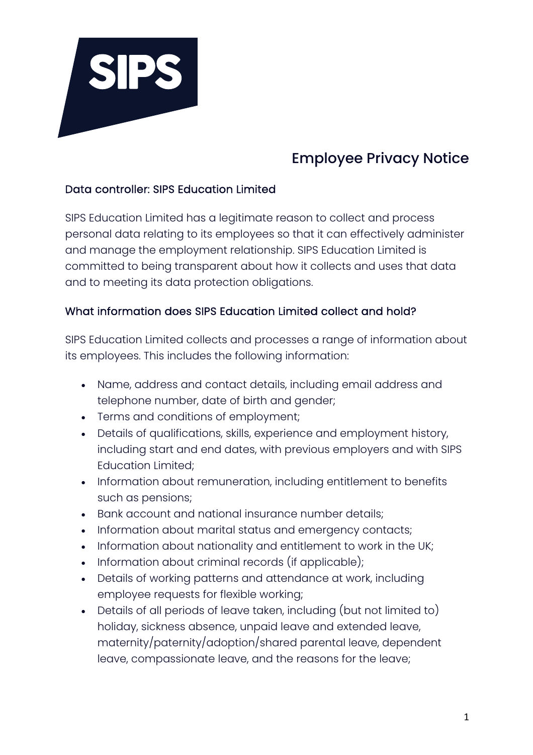# Employee Privacy Notice

## Data controller: SIPS Education Limited

SIPS Education Limited has a legitimate reason to collect and process personal data relating to its employees so that it can effectively administer and manage the employment relationship. SIPS Education Limited is committed to being transparent about how it collects and uses that data and to meeting its data protection obligations.

## What information does SIPS Education Limited collect and hold?

SIPS Education Limited collects and processes a range of information about its employees. This includes the following information:

- Name, address and contact details, including email address and telephone number, date of birth and gender;
- Terms and conditions of employment;
- Details of qualifications, skills, experience and employment history, including start and end dates, with previous employers and with SIPS Education Limited;
- Information about remuneration, including entitlement to benefits such as pensions;
- Bank account and national insurance number details;
- Information about marital status and emergency contacts;
- Information about nationality and entitlement to work in the UK;
- Information about criminal records (if applicable);
- Details of working patterns and attendance at work, including employee requests for flexible working;
- Details of all periods of leave taken, including (but not limited to) holiday, sickness absence, unpaid leave and extended leave, maternity/paternity/adoption/shared parental leave, dependent leave, compassionate leave, and the reasons for the leave;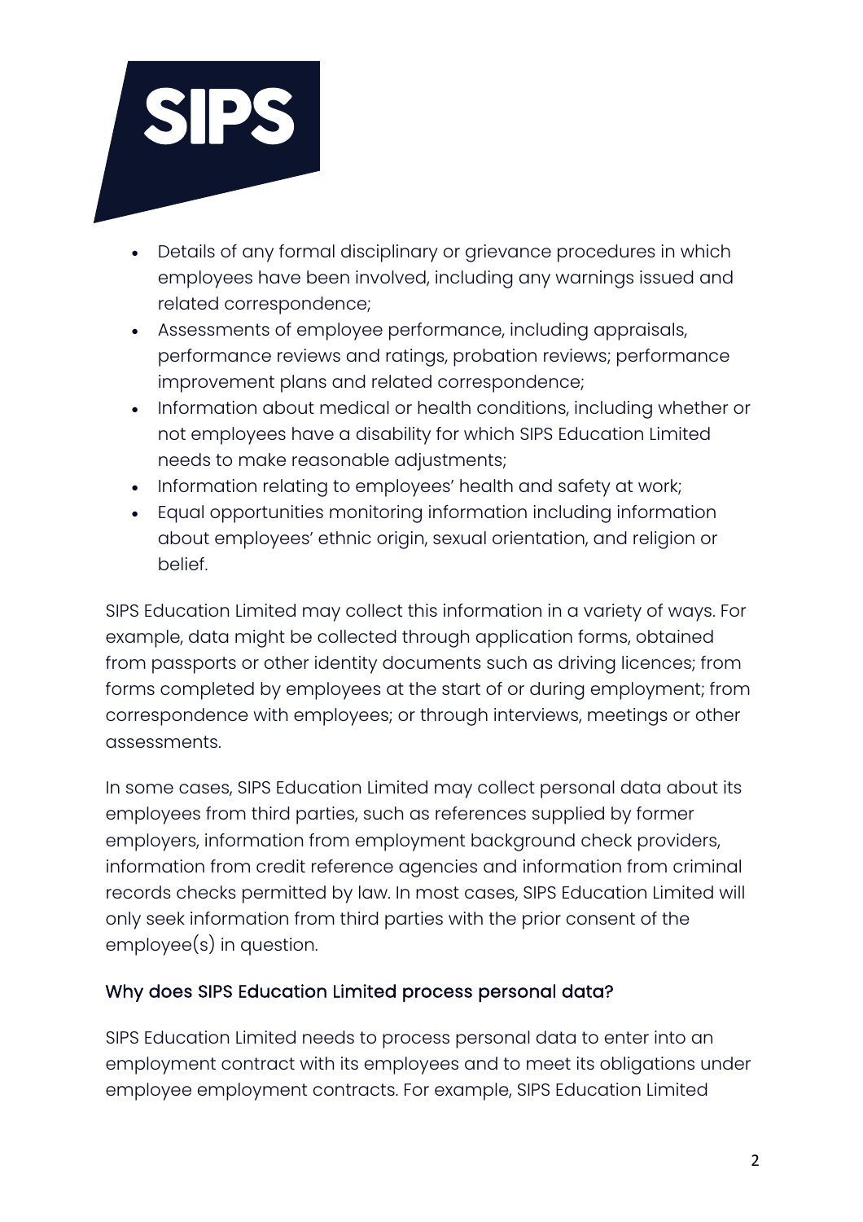- Details of any formal disciplinary or grievance procedures in which employees have been involved, including any warnings issued and related correspondence;
- Assessments of employee performance, including appraisals, performance reviews and ratings, probation reviews; performance improvement plans and related correspondence;
- Information about medical or health conditions, including whether or not employees have a disability for which SIPS Education Limited needs to make reasonable adjustments;
- Information relating to employees' health and safety at work;
- Equal opportunities monitoring information including information about employees' ethnic origin, sexual orientation, and religion or belief.

SIPS Education Limited may collect this information in a variety of ways. For example, data might be collected through application forms, obtained from passports or other identity documents such as driving licences; from forms completed by employees at the start of or during employment; from correspondence with employees; or through interviews, meetings or other assessments.

In some cases, SIPS Education Limited may collect personal data about its employees from third parties, such as references supplied by former employers, information from employment background check providers, information from credit reference agencies and information from criminal records checks permitted by law. In most cases, SIPS Education Limited will only seek information from third parties with the prior consent of the employee(s) in question.

## Why does SIPS Education Limited process personal data?

SIPS Education Limited needs to process personal data to enter into an employment contract with its employees and to meet its obligations under employee employment contracts. For example, SIPS Education Limited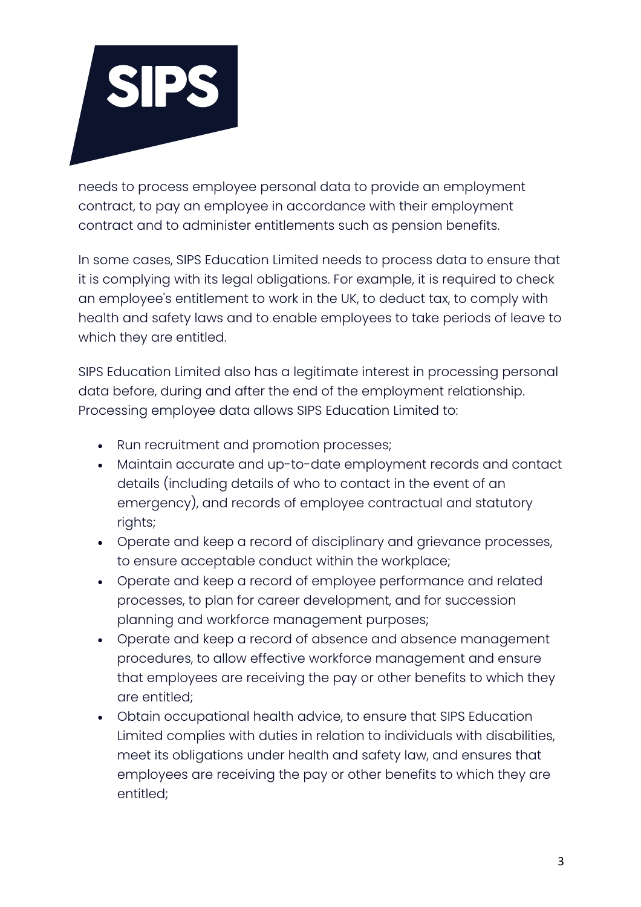needs to process employee personal data to provide an employment contract, to pay an employee in accordance with their employment contract and to administer entitlements such as pension benefits.

In some cases, SIPS Education Limited needs to process data to ensure that it is complying with its legal obligations. For example, it is required to check an employee's entitlement to work in the UK, to deduct tax, to comply with health and safety laws and to enable employees to take periods of leave to which they are entitled.

SIPS Education Limited also has a legitimate interest in processing personal data before, during and after the end of the employment relationship. Processing employee data allows SIPS Education Limited to:

- Run recruitment and promotion processes;
- Maintain accurate and up-to-date employment records and contact details (including details of who to contact in the event of an emergency), and records of employee contractual and statutory rights;
- Operate and keep a record of disciplinary and grievance processes, to ensure acceptable conduct within the workplace;
- Operate and keep a record of employee performance and related processes, to plan for career development, and for succession planning and workforce management purposes;
- Operate and keep a record of absence and absence management procedures, to allow effective workforce management and ensure that employees are receiving the pay or other benefits to which they are entitled;
- Obtain occupational health advice, to ensure that SIPS Education Limited complies with duties in relation to individuals with disabilities, meet its obligations under health and safety law, and ensures that employees are receiving the pay or other benefits to which they are entitled;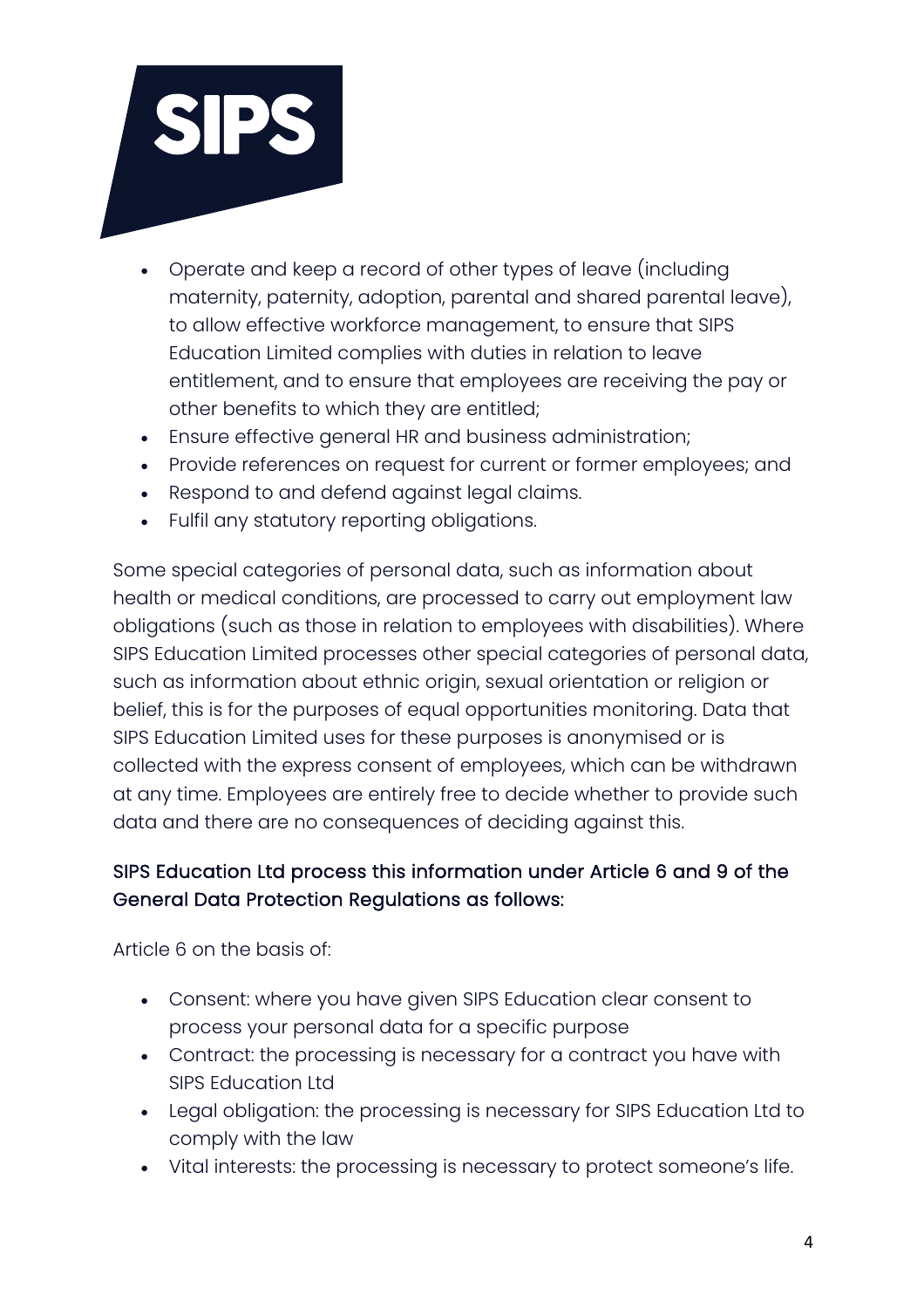- Operate and keep a record of other types of leave (including maternity, paternity, adoption, parental and shared parental leave), to allow effective workforce management, to ensure that SIPS Education Limited complies with duties in relation to leave entitlement, and to ensure that employees are receiving the pay or other benefits to which they are entitled;
- Ensure effective general HR and business administration;
- Provide references on request for current or former employees; and
- Respond to and defend against legal claims.
- Fulfil any statutory reporting obligations.

Some special categories of personal data, such as information about health or medical conditions, are processed to carry out employment law obligations (such as those in relation to employees with disabilities). Where SIPS Education Limited processes other special categories of personal data, such as information about ethnic origin, sexual orientation or religion or belief, this is for the purposes of equal opportunities monitoring. Data that SIPS Education Limited uses for these purposes is anonymised or is collected with the express consent of employees, which can be withdrawn at any time. Employees are entirely free to decide whether to provide such data and there are no consequences of deciding against this.

#### SIPS Education Ltd process this information under Article 6 and 9 of the General Data Protection Regulations as follows:

Article 6 on the basis of:

- Consent: where you have given SIPS Education clear consent to process your personal data for a specific purpose
- Contract: the processing is necessary for a contract you have with SIPS Education Ltd
- Legal obligation: the processing is necessary for SIPS Education Ltd to comply with the law
- Vital interests: the processing is necessary to protect someone's life.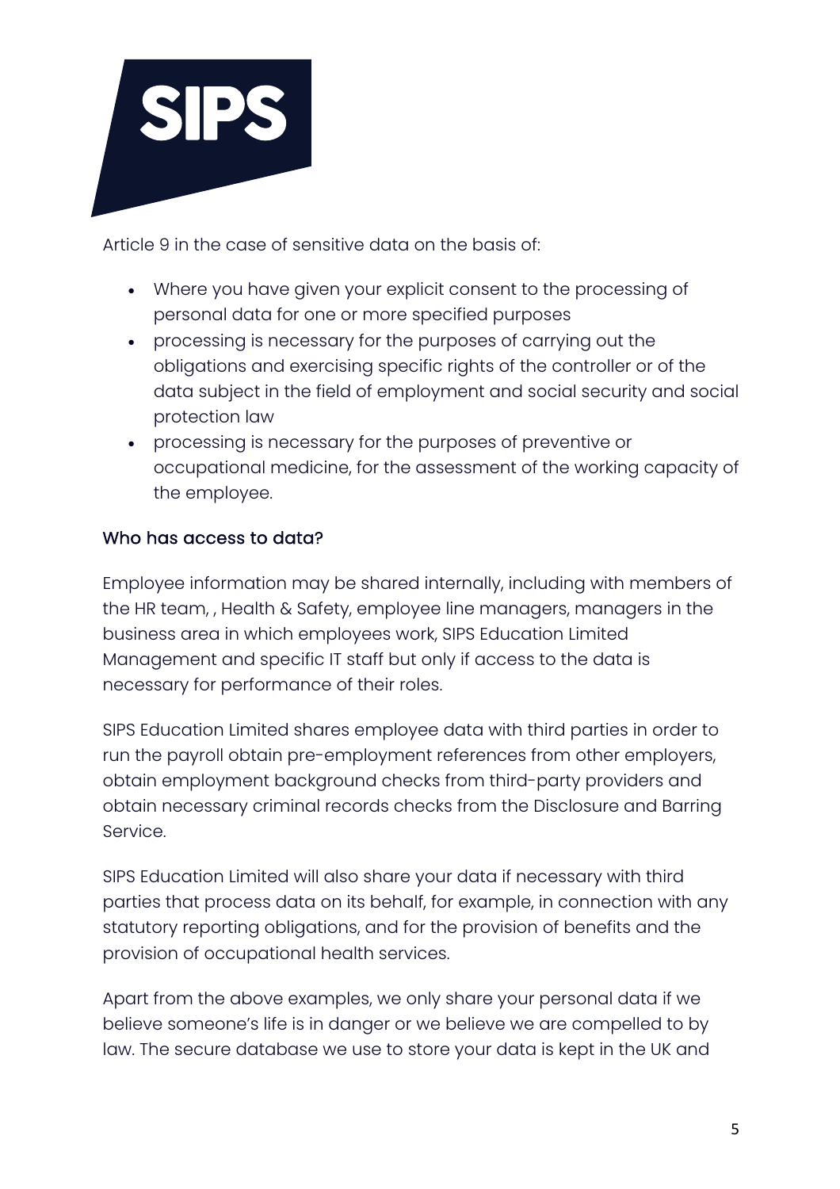Article 9 in the case of sensitive data on the basis of:

- Where you have given your explicit consent to the processing of personal data for one or more specified purposes
- processing is necessary for the purposes of carrying out the obligations and exercising specific rights of the controller or of the data subject in the field of employment and social security and social protection law
- processing is necessary for the purposes of preventive or occupational medicine, for the assessment of the working capacity of the employee.

### Who has access to data?

Employee information may be shared internally, including with members of the HR team, , Health & Safety, employee line managers, managers in the business area in which employees work, SIPS Education Limited Management and specific IT staff but only if access to the data is necessary for performance of their roles.

SIPS Education Limited shares employee data with third parties in order to run the payroll obtain pre-employment references from other employers, obtain employment background checks from third-party providers and obtain necessary criminal records checks from the Disclosure and Barring Service.

SIPS Education Limited will also share your data if necessary with third parties that process data on its behalf, for example, in connection with any statutory reporting obligations, and for the provision of benefits and the provision of occupational health services.

Apart from the above examples, we only share your personal data if we believe someone's life is in danger or we believe we are compelled to by law. The secure database we use to store your data is kept in the UK and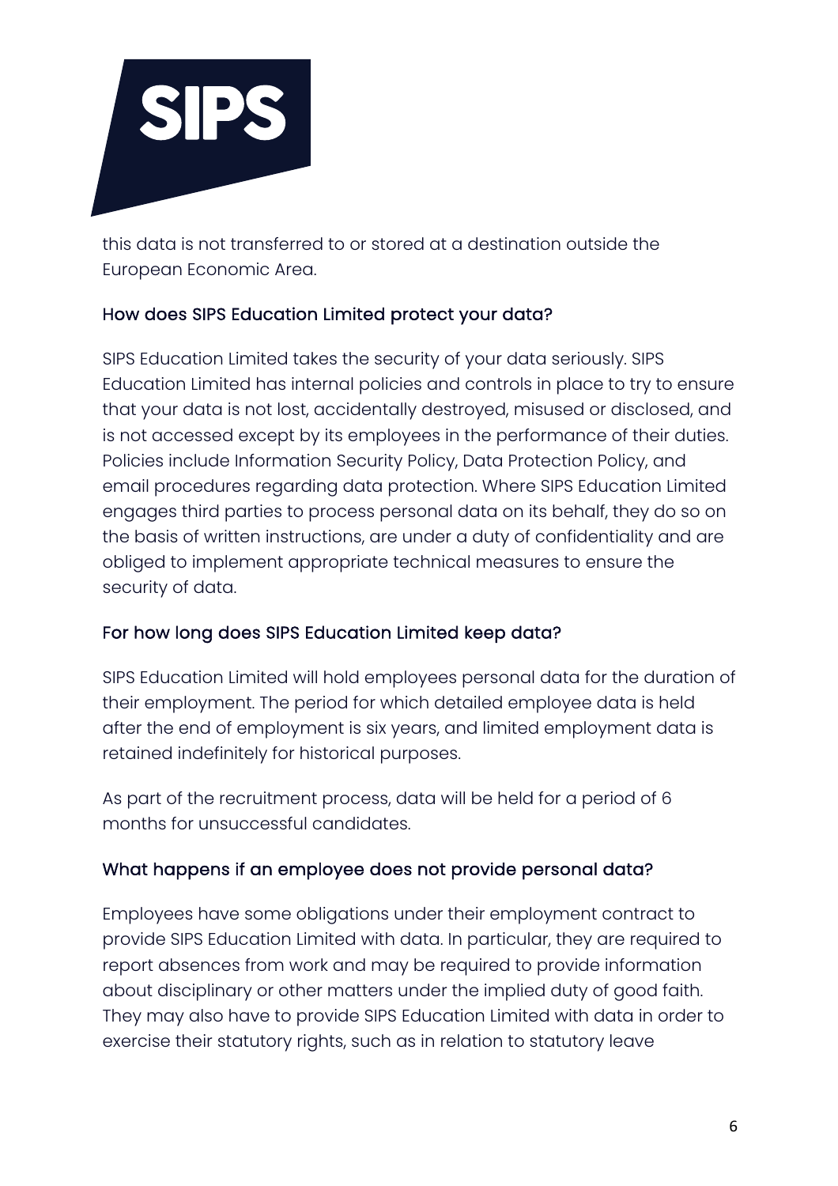this data is not transferred to or stored at a destination outside the European Economic Area.

## How does SIPS Education Limited protect your data?

SIPS Education Limited takes the security of your data seriously. SIPS Education Limited has internal policies and controls in place to try to ensure that your data is not lost, accidentally destroyed, misused or disclosed, and is not accessed except by its employees in the performance of their duties. Policies include Information Security Policy, Data Protection Policy, and email procedures regarding data protection. Where SIPS Education Limited engages third parties to process personal data on its behalf, they do so on the basis of written instructions, are under a duty of confidentiality and are obliged to implement appropriate technical measures to ensure the security of data.

## For how long does SIPS Education Limited keep data?

SIPS Education Limited will hold employees personal data for the duration of their employment. The period for which detailed employee data is held after the end of employment is six years, and limited employment data is retained indefinitely for historical purposes.

As part of the recruitment process, data will be held for a period of 6 months for unsuccessful candidates.

## What happens if an employee does not provide personal data?

Employees have some obligations under their employment contract to provide SIPS Education Limited with data. In particular, they are required to report absences from work and may be required to provide information about disciplinary or other matters under the implied duty of good faith. They may also have to provide SIPS Education Limited with data in order to exercise their statutory rights, such as in relation to statutory leave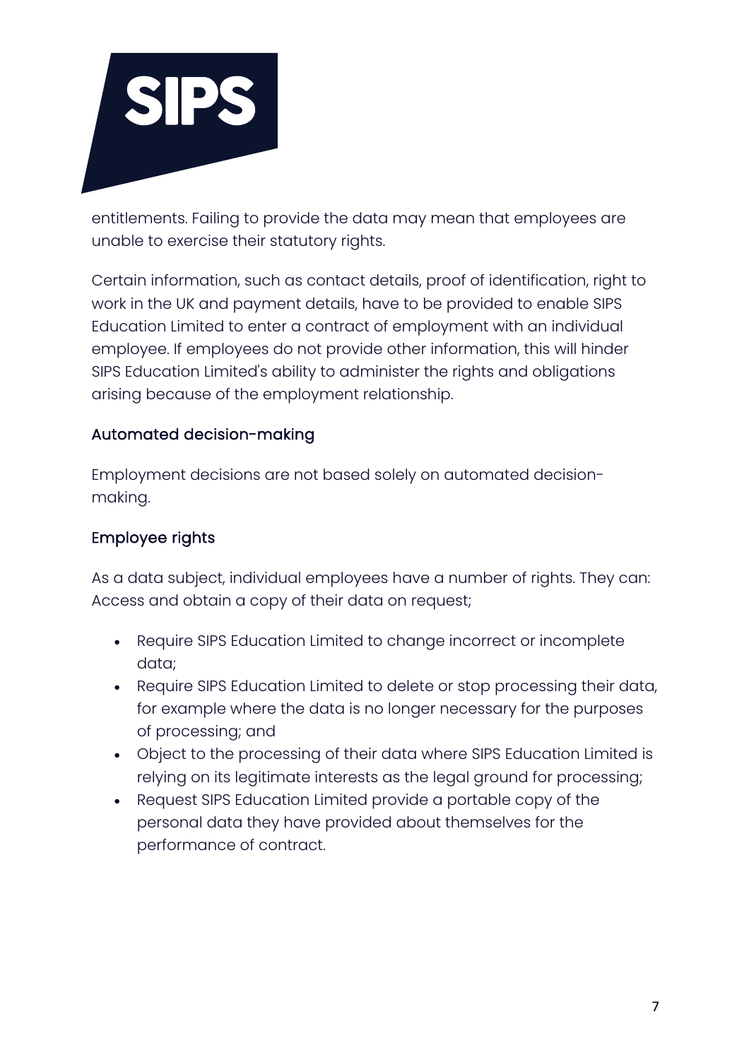entitlements. Failing to provide the data may mean that employees are unable to exercise their statutory rights.

Certain information, such as contact details, proof of identification, right to work in the UK and payment details, have to be provided to enable SIPS Education Limited to enter a contract of employment with an individual employee. If employees do not provide other information, this will hinder SIPS Education Limited's ability to administer the rights and obligations arising because of the employment relationship.

### Automated decision-making

Employment decisions are not based solely on automated decision-making.

### Employee rights

As a data subject, individual employees have a number of rights. They can: Access and obtain a copy of their data on request;

- Require SIPS Education Limited to change incorrect or incomplete data;
- Require SIPS Education Limited to delete or stop processing their data, for example where the data is no longer necessary for the purposes of processing; and
- Object to the processing of their data where SIPS Education Limited is relying on its legitimate interests as the legal ground for processing;
- Request SIPS Education Limited provide a portable copy of the personal data they have provided about themselves for the performance of contract.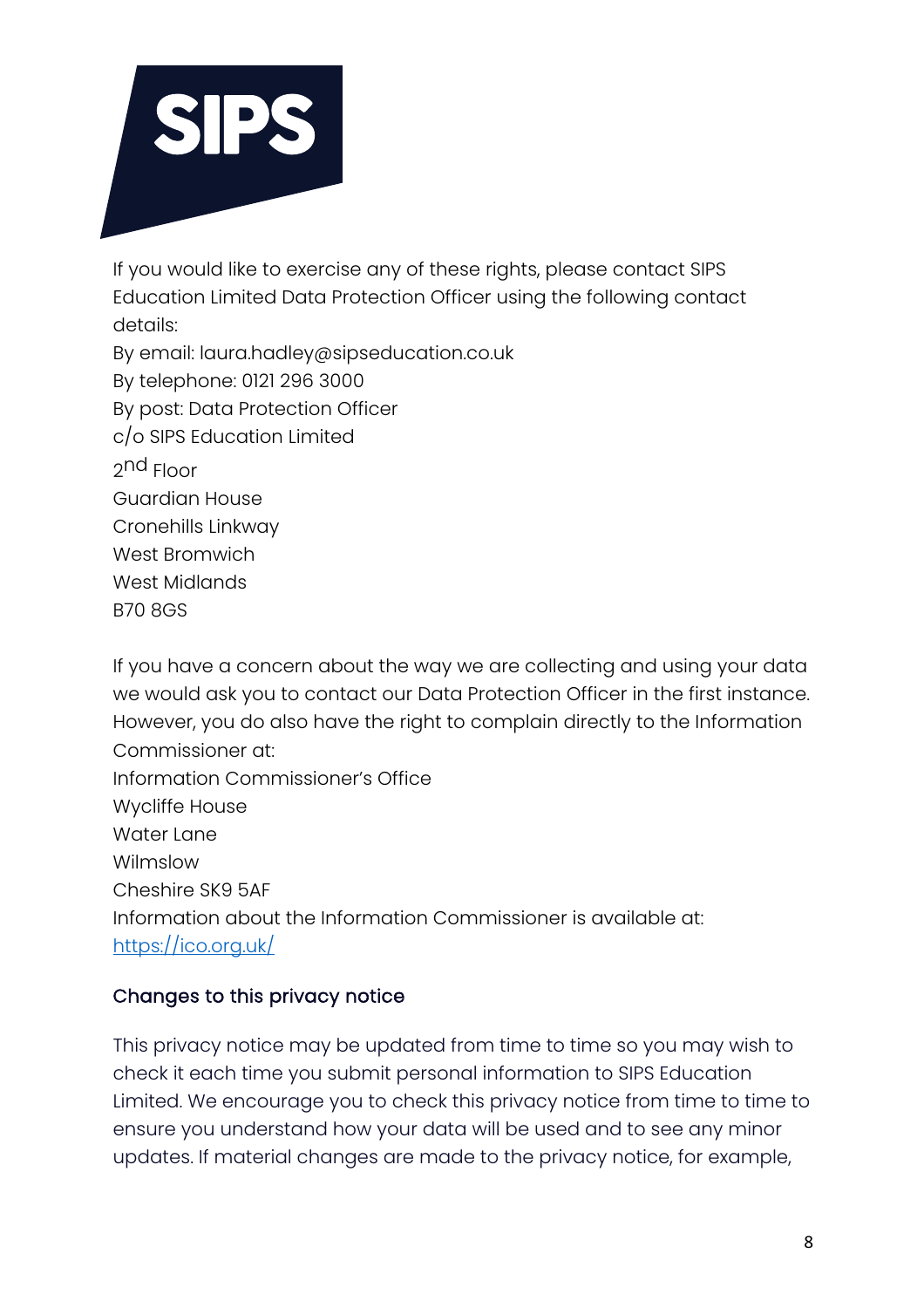If you would like to exercise any of these rights, please contact SIPS Education Limited Data Protection Officer using the following contact details:

By email: laura.hadley@sipseducation.co.uk
By telephone: 0121 296 3000
By post: Data Protection Officer
c/o SIPS Education Limited
2nd Floor
Guardian House
Cronehills Linkway
West Bromwich
West Midlands
B70 8GS

If you have a concern about the way we are collecting and using your data we would ask you to contact our Data Protection Officer in the first instance. However, you do also have the right to complain directly to the Information Commissioner at:
Information Commissioner's Office
Wycliffe House
Water Lane
Wilmslow
Cheshire SK9 5AF
Information about the Information Commissioner is available at: [https://ico.org.uk/](https://ico.org.uk/)

## Changes to this privacy notice

This privacy notice may be updated from time to time so you may wish to check it each time you submit personal information to SIPS Education Limited. We encourage you to check this privacy notice from time to time to ensure you understand how your data will be used and to see any minor updates. If material changes are made to the privacy notice, for example,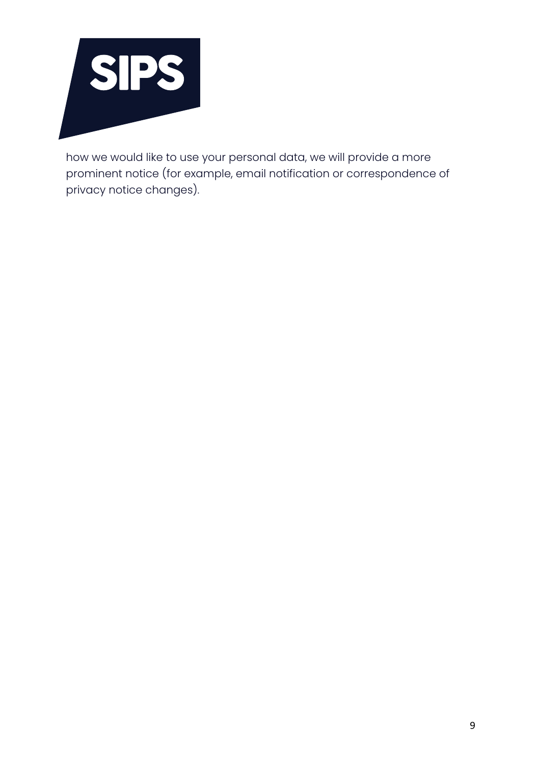how we would like to use your personal data, we will provide a more prominent notice (for example, email notification or correspondence of privacy notice changes).